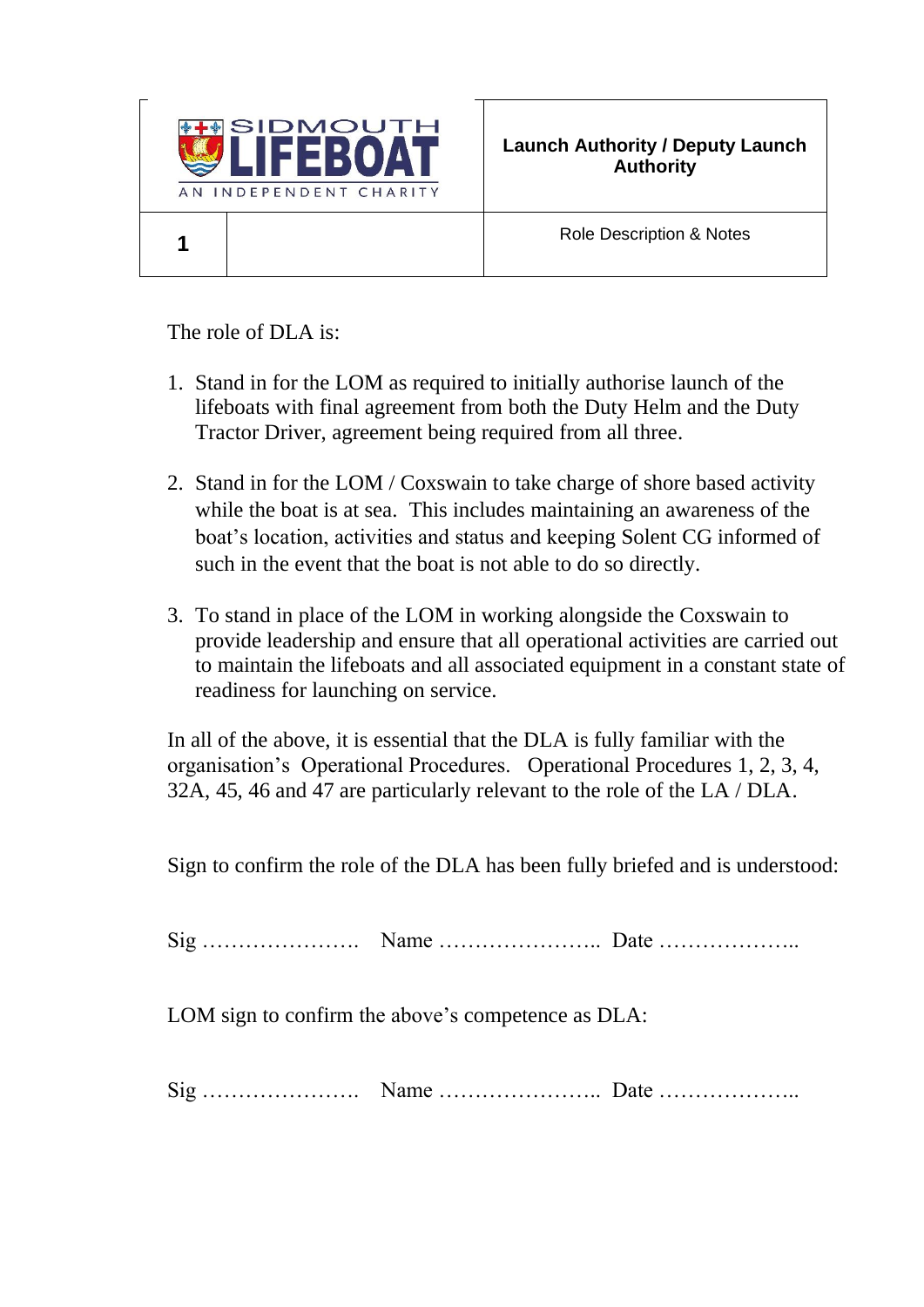| SIDMOUTH LIFEBOAT AN INDEPENDENT CHARITY | | **Launch Authority / Deputy Launch Authority** |
|---|---|---|
| **1** | | Role Description & Notes |

The role of DLA is:

1. Stand in for the LOM as required to initially authorise launch of the lifeboats with final agreement from both the Duty Helm and the Duty Tractor Driver, agreement being required from all three.

2. Stand in for the LOM / Coxswain to take charge of shore based activity while the boat is at sea. This includes maintaining an awareness of the boat's location, activities and status and keeping Solent CG informed of such in the event that the boat is not able to do so directly.

3. To stand in place of the LOM in working alongside the Coxswain to provide leadership and ensure that all operational activities are carried out to maintain the lifeboats and all associated equipment in a constant state of readiness for launching on service.

In all of the above, it is essential that the DLA is fully familiar with the organisation's Operational Procedures. Operational Procedures 1, 2, 3, 4, 32A, 45, 46 and 47 are particularly relevant to the role of the LA / DLA.

Sign to confirm the role of the DLA has been fully briefed and is understood:

Sig …………………. Name ………………….. Date ………………..

LOM sign to confirm the above's competence as DLA:

Sig …………………. Name ………………….. Date ………………..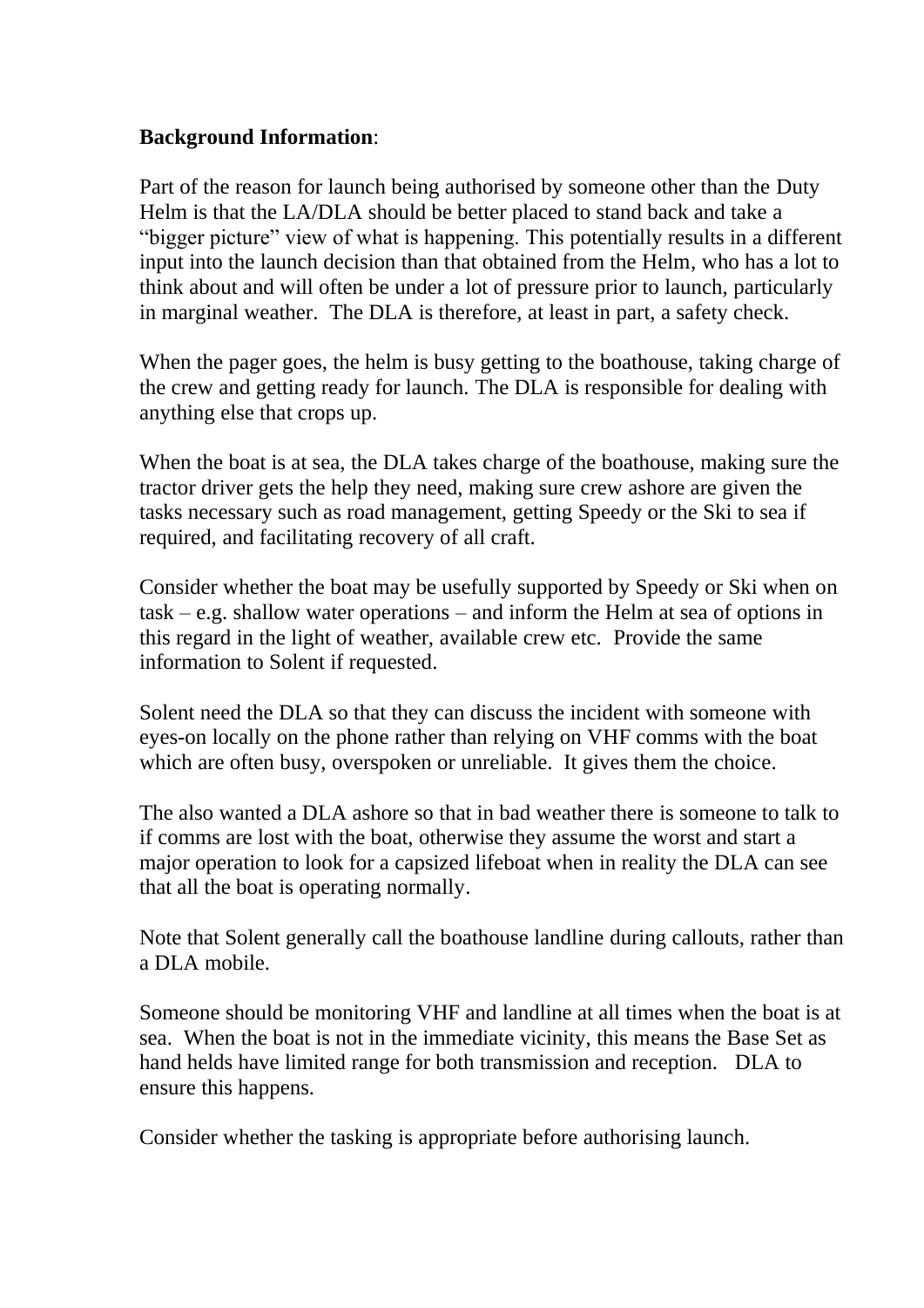**Background Information**:

Part of the reason for launch being authorised by someone other than the Duty Helm is that the LA/DLA should be better placed to stand back and take a "bigger picture" view of what is happening. This potentially results in a different input into the launch decision than that obtained from the Helm, who has a lot to think about and will often be under a lot of pressure prior to launch, particularly in marginal weather. The DLA is therefore, at least in part, a safety check.

When the pager goes, the helm is busy getting to the boathouse, taking charge of the crew and getting ready for launch. The DLA is responsible for dealing with anything else that crops up.

When the boat is at sea, the DLA takes charge of the boathouse, making sure the tractor driver gets the help they need, making sure crew ashore are given the tasks necessary such as road management, getting Speedy or the Ski to sea if required, and facilitating recovery of all craft.

Consider whether the boat may be usefully supported by Speedy or Ski when on task – e.g. shallow water operations – and inform the Helm at sea of options in this regard in the light of weather, available crew etc. Provide the same information to Solent if requested.

Solent need the DLA so that they can discuss the incident with someone with eyes-on locally on the phone rather than relying on VHF comms with the boat which are often busy, overspoken or unreliable. It gives them the choice.

The also wanted a DLA ashore so that in bad weather there is someone to talk to if comms are lost with the boat, otherwise they assume the worst and start a major operation to look for a capsized lifeboat when in reality the DLA can see that all the boat is operating normally.

Note that Solent generally call the boathouse landline during callouts, rather than a DLA mobile.

Someone should be monitoring VHF and landline at all times when the boat is at sea. When the boat is not in the immediate vicinity, this means the Base Set as hand helds have limited range for both transmission and reception. DLA to ensure this happens.

Consider whether the tasking is appropriate before authorising launch.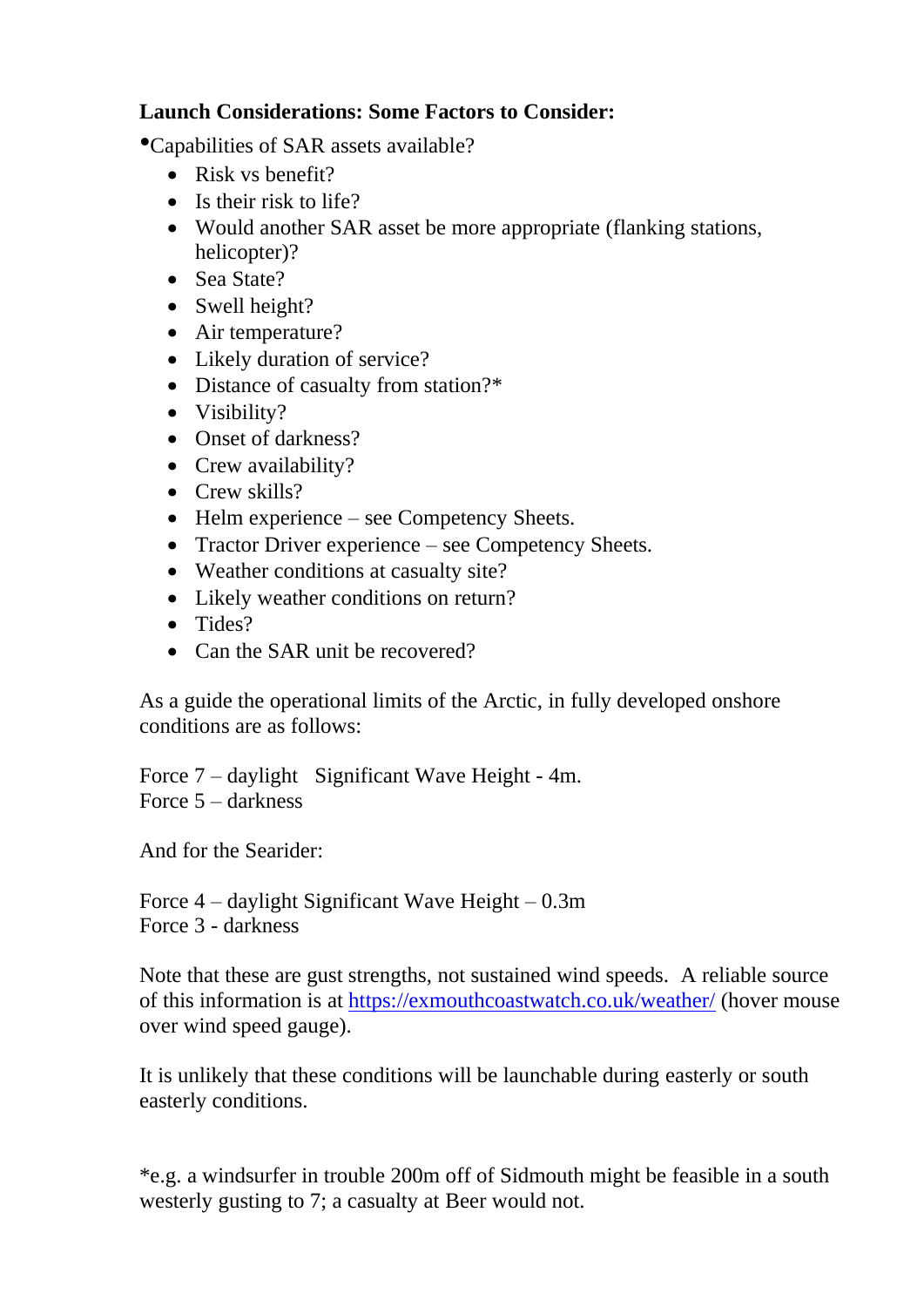**Launch Considerations: Some Factors to Consider:**

- Capabilities of SAR assets available?
    - Risk vs benefit?
    - Is their risk to life?
    - Would another SAR asset be more appropriate (flanking stations, helicopter)?
    - Sea State?
    - Swell height?
    - Air temperature?
    - Likely duration of service?
    - Distance of casualty from station?*
    - Visibility?
    - Onset of darkness?
    - Crew availability?
    - Crew skills?
    - Helm experience – see Competency Sheets.
    - Tractor Driver experience – see Competency Sheets.
    - Weather conditions at casualty site?
    - Likely weather conditions on return?
    - Tides?
    - Can the SAR unit be recovered?

As a guide the operational limits of the Arctic, in fully developed onshore conditions are as follows:

Force 7 – daylight Significant Wave Height - 4m.
Force 5 – darkness

And for the Searider:

Force 4 – daylight Significant Wave Height – 0.3m
Force 3 - darkness

Note that these are gust strengths, not sustained wind speeds. A reliable source of this information is at https://exmouthcoastwatch.co.uk/weather/ (hover mouse over wind speed gauge).

It is unlikely that these conditions will be launchable during easterly or south easterly conditions.

*e.g. a windsurfer in trouble 200m off of Sidmouth might be feasible in a south westerly gusting to 7; a casualty at Beer would not.